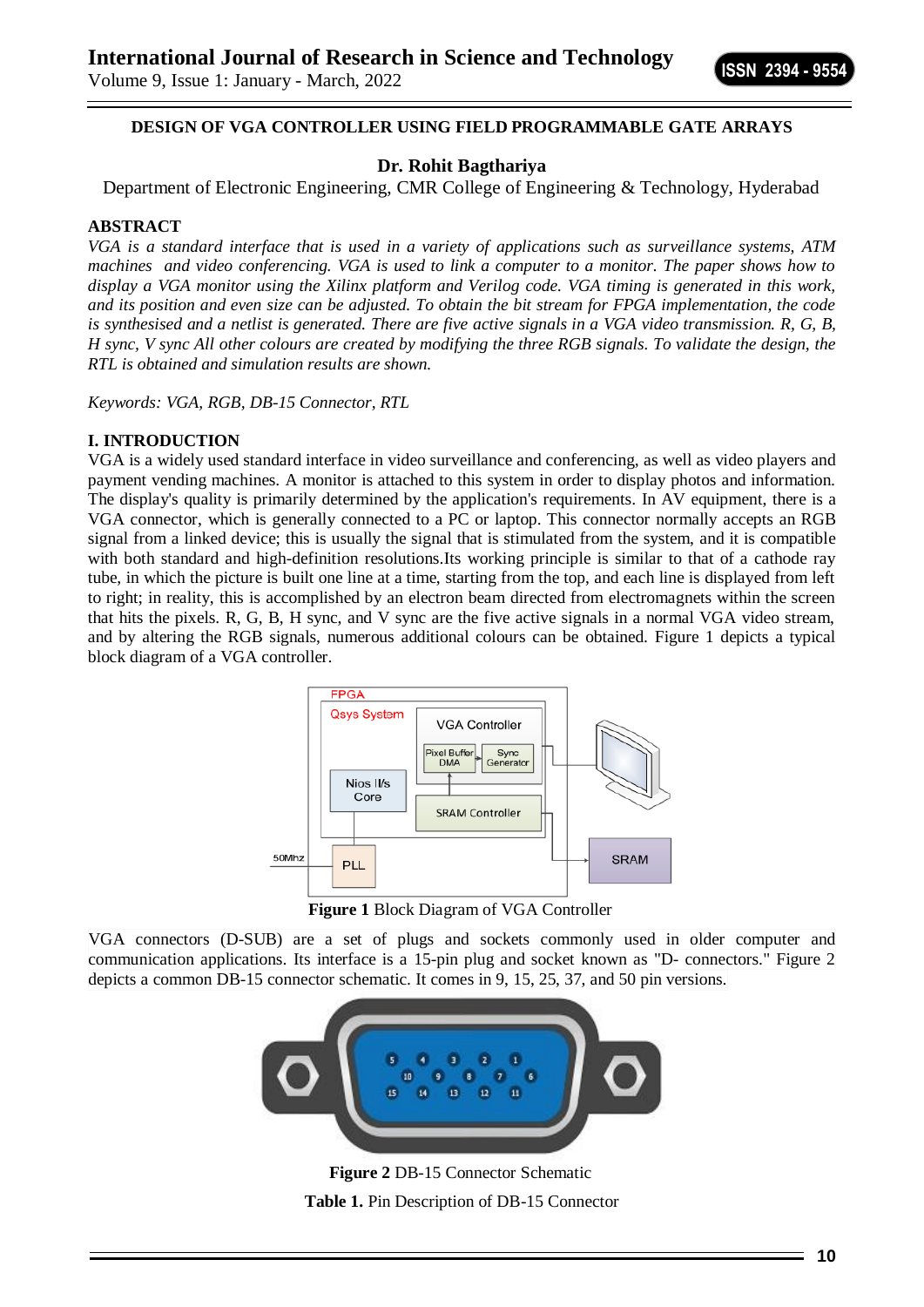# DESIGN OF VGA CONTROLLER USING FIELD PROGRAMMABLE GATE ARRAYS

**Dr. Rohit Bagthariya**

Department of Electronic Engineering, CMR College of Engineering & Technology, Hyderabad

## ABSTRACT

*VGA is a standard interface that is used in a variety of applications such as surveillance systems, ATM machines and video conferencing. VGA is used to link a computer to a monitor. The paper shows how to display a VGA monitor using the Xilinx platform and Verilog code. VGA timing is generated in this work, and its position and even size can be adjusted. To obtain the bit stream for FPGA implementation, the code is synthesised and a netlist is generated. There are five active signals in a VGA video transmission. R, G, B, H sync, V sync All other colours are created by modifying the three RGB signals. To validate the design, the RTL is obtained and simulation results are shown.*

*Keywords: VGA, RGB, DB-15 Connector, RTL*

## I. INTRODUCTION

VGA is a widely used standard interface in video surveillance and conferencing, as well as video players and payment vending machines. A monitor is attached to this system in order to display photos and information. The display's quality is primarily determined by the application's requirements. In AV equipment, there is a VGA connector, which is generally connected to a PC or laptop. This connector normally accepts an RGB signal from a linked device; this is usually the signal that is stimulated from the system, and it is compatible with both standard and high-definition resolutions.Its working principle is similar to that of a cathode ray tube, in which the picture is built one line at a time, starting from the top, and each line is displayed from left to right; in reality, this is accomplished by an electron beam directed from electromagnets within the screen that hits the pixels. R, G, B, H sync, and V sync are the five active signals in a normal VGA video stream, and by altering the RGB signals, numerous additional colours can be obtained. Figure 1 depicts a typical block diagram of a VGA controller.

**Figure 1** Block Diagram of VGA Controller

VGA connectors (D-SUB) are a set of plugs and sockets commonly used in older computer and communication applications. Its interface is a 15-pin plug and socket known as "D- connectors." Figure 2 depicts a common DB-15 connector schematic. It comes in 9, 15, 25, 37, and 50 pin versions.

**Figure 2** DB-15 Connector Schematic

**Table 1.** Pin Description of DB-15 Connector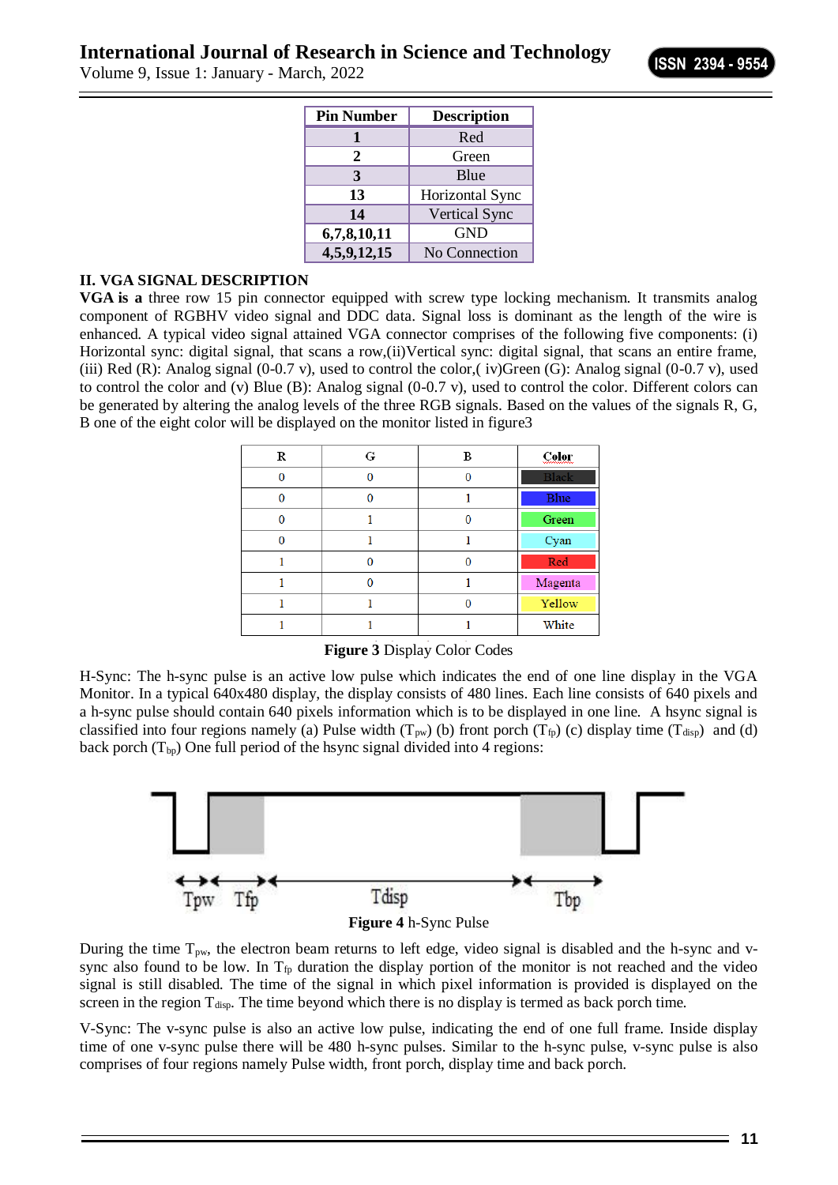| Pin Number | Description |
|---|---|
| 1 | Red |
| 2 | Green |
| 3 | Blue |
| 13 | Horizontal Sync |
| 14 | Vertical Sync |
| 6,7,8,10,11 | GND |
| 4,5,9,12,15 | No Connection |

## II. VGA SIGNAL DESCRIPTION

**VGA is a** three row 15 pin connector equipped with screw type locking mechanism. It transmits analog component of RGBHV video signal and DDC data. Signal loss is dominant as the length of the wire is enhanced. A typical video signal attained VGA connector comprises of the following five components: (i) Horizontal sync: digital signal, that scans a row,(ii)Vertical sync: digital signal, that scans an entire frame, (iii) Red (R): Analog signal (0-0.7 v), used to control the color,( iv)Green (G): Analog signal (0-0.7 v), used to control the color and (v) Blue (B): Analog signal (0-0.7 v), used to control the color. Different colors can be generated by altering the analog levels of the three RGB signals. Based on the values of the signals R, G, B one of the eight color will be displayed on the monitor listed in figure3

| R | G | B | Color |
|---|---|---|---|
| 0 | 0 | 0 | Black |
| 0 | 0 | 1 | Blue |
| 0 | 1 | 0 | Green |
| 0 | 1 | 1 | Cyan |
| 1 | 0 | 0 | Red |
| 1 | 0 | 1 | Magenta |
| 1 | 1 | 0 | Yellow |
| 1 | 1 | 1 | White |

**Figure 3** Display Color Codes

H-Sync: The h-sync pulse is an active low pulse which indicates the end of one line display in the VGA Monitor. In a typical 640x480 display, the display consists of 480 lines. Each line consists of 640 pixels and a h-sync pulse should contain 640 pixels information which is to be displayed in one line. A hsync signal is classified into four regions namely (a) Pulse width ($T_{pw}$) (b) front porch ($T_{fp}$) (c) display time ($T_{disp}$) and (d) back porch ($T_{bp}$) One full period of the hsync signal divided into 4 regions:

Tpw Tfp Tdisp Tbp

**Figure 4** h-Sync Pulse

During the time $T_{pw}$, the electron beam returns to left edge, video signal is disabled and the h-sync and v-sync also found to be low. In $T_{fp}$ duration the display portion of the monitor is not reached and the video signal is still disabled. The time of the signal in which pixel information is provided is displayed on the screen in the region $T_{disp}$. The time beyond which there is no display is termed as back porch time.

V-Sync: The v-sync pulse is also an active low pulse, indicating the end of one full frame. Inside display time of one v-sync pulse there will be 480 h-sync pulses. Similar to the h-sync pulse, v-sync pulse is also comprises of four regions namely Pulse width, front porch, display time and back porch.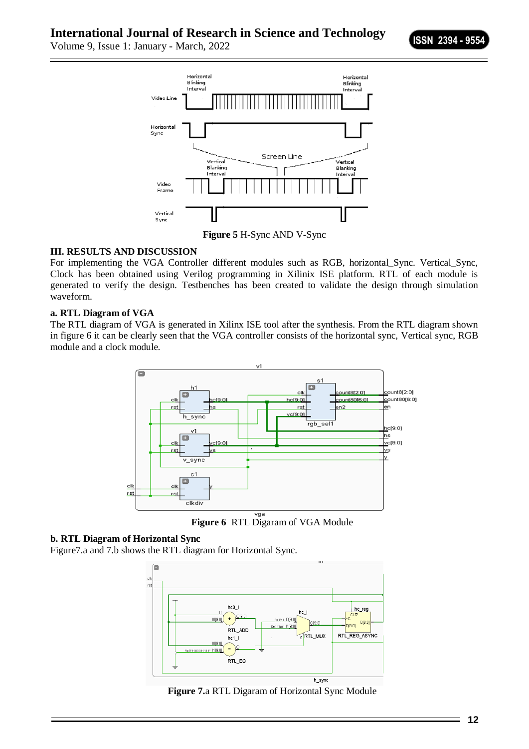**Figure 5** H-Sync AND V-Sync

### III. RESULTS AND DISCUSSION

For implementing the VGA Controller different modules such as RGB, horizontal_Sync. Vertical_Sync, Clock has been obtained using Verilog programming in Xilinix ISE platform. RTL of each module is generated to verify the design. Testbenches has been created to validate the design through simulation waveform.

#### a. RTL Diagram of VGA

The RTL diagram of VGA is generated in Xilinx ISE tool after the synthesis. From the RTL diagram shown in figure 6 it can be clearly seen that the VGA controller consists of the horizontal sync, Vertical sync, RGB module and a clock module.

**Figure 6** RTL Digaram of VGA Module

#### b. RTL Diagram of Horizontal Sync

Figure7.a and 7.b shows the RTL diagram for Horizontal Sync.

**Figure 7.**a RTL Digaram of Horizontal Sync Module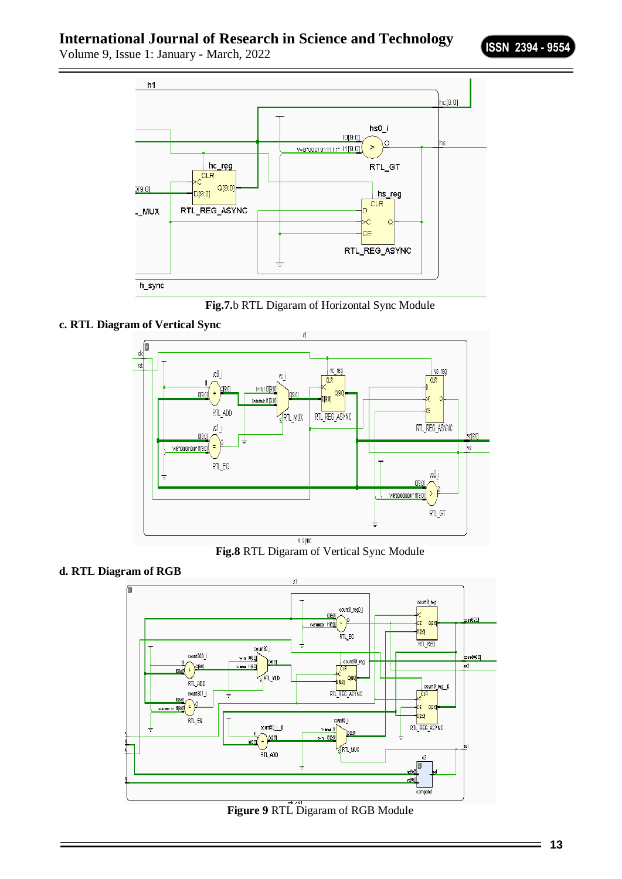**Fig.7.**b RTL Digaram of Horizontal Sync Module

**c. RTL Diagram of Vertical Sync**

**Fig.8** RTL Digaram of Vertical Sync Module

**d. RTL Diagram of RGB**

**Figure 9** RTL Digaram of RGB Module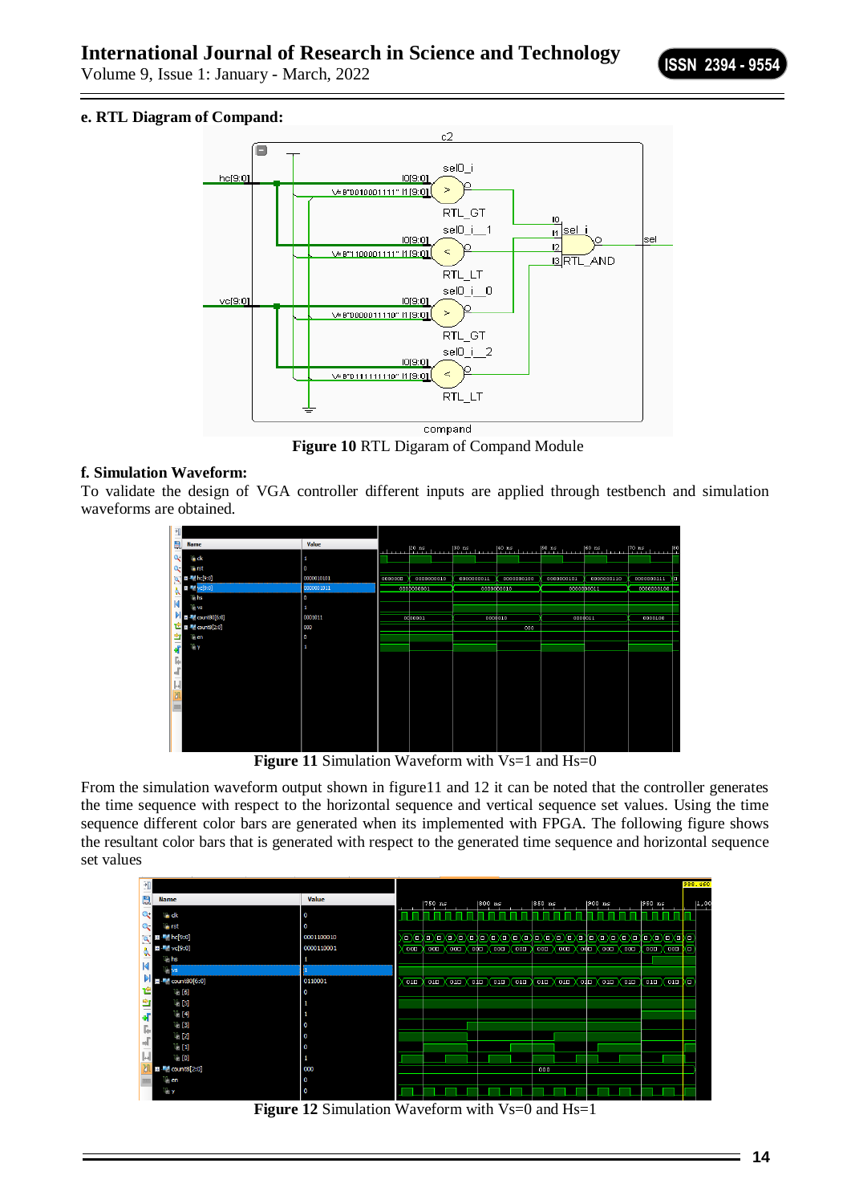**e. RTL Diagram of Compand:**

**Figure 10** RTL Digaram of Compand Module

**f. Simulation Waveform:**

To validate the design of VGA controller different inputs are applied through testbench and simulation waveforms are obtained.

**Figure 11** Simulation Waveform with Vs=1 and Hs=0

From the simulation waveform output shown in figure11 and 12 it can be noted that the controller generates the time sequence with respect to the horizontal sequence and vertical sequence set values. Using the time sequence different color bars are generated when its implemented with FPGA. The following figure shows the resultant color bars that is generated with respect to the generated time sequence and horizontal sequence set values

**Figure 12** Simulation Waveform with Vs=0 and Hs=1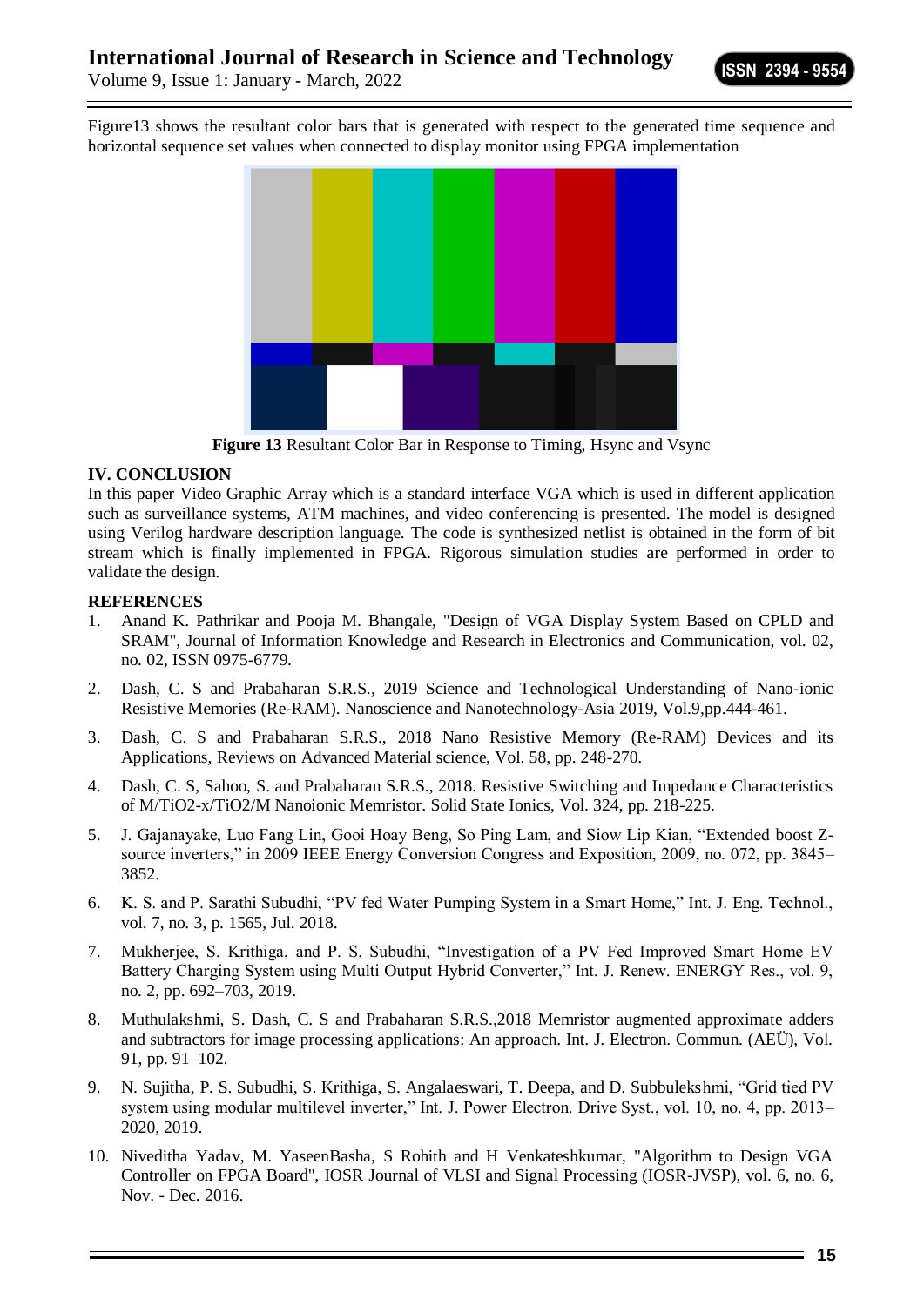Figure13 shows the resultant color bars that is generated with respect to the generated time sequence and horizontal sequence set values when connected to display monitor using FPGA implementation

**Figure 13** Resultant Color Bar in Response to Timing, Hsync and Vsync

## IV. CONCLUSION

In this paper Video Graphic Array which is a standard interface VGA which is used in different application such as surveillance systems, ATM machines, and video conferencing is presented. The model is designed using Verilog hardware description language. The code is synthesized netlist is obtained in the form of bit stream which is finally implemented in FPGA. Rigorous simulation studies are performed in order to validate the design.

## REFERENCES

1. Anand K. Pathrikar and Pooja M. Bhangale, "Design of VGA Display System Based on CPLD and SRAM", Journal of Information Knowledge and Research in Electronics and Communication, vol. 02, no. 02, ISSN 0975-6779.
2. Dash, C. S and Prabaharan S.R.S., 2019 Science and Technological Understanding of Nano-ionic Resistive Memories (Re-RAM). Nanoscience and Nanotechnology-Asia 2019, Vol.9,pp.444-461.
3. Dash, C. S and Prabaharan S.R.S., 2018 Nano Resistive Memory (Re-RAM) Devices and its Applications, Reviews on Advanced Material science, Vol. 58, pp. 248-270.
4. Dash, C. S, Sahoo, S. and Prabaharan S.R.S., 2018. Resistive Switching and Impedance Characteristics of M/TiO2-x/TiO2/M Nanoionic Memristor. Solid State Ionics, Vol. 324, pp. 218-225.
5. J. Gajanayake, Luo Fang Lin, Gooi Hoay Beng, So Ping Lam, and Siow Lip Kian, "Extended boost Z-source inverters," in 2009 IEEE Energy Conversion Congress and Exposition, 2009, no. 072, pp. 3845–3852.
6. K. S. and P. Sarathi Subudhi, "PV fed Water Pumping System in a Smart Home," Int. J. Eng. Technol., vol. 7, no. 3, p. 1565, Jul. 2018.
7. Mukherjee, S. Krithiga, and P. S. Subudhi, "Investigation of a PV Fed Improved Smart Home EV Battery Charging System using Multi Output Hybrid Converter," Int. J. Renew. ENERGY Res., vol. 9, no. 2, pp. 692–703, 2019.
8. Muthulakshmi, S. Dash, C. S and Prabaharan S.R.S.,2018 Memristor augmented approximate adders and subtractors for image processing applications: An approach. Int. J. Electron. Commun. (AEÜ), Vol. 91, pp. 91–102.
9. N. Sujitha, P. S. Subudhi, S. Krithiga, S. Angalaeswari, T. Deepa, and D. Subbulekshmi, "Grid tied PV system using modular multilevel inverter," Int. J. Power Electron. Drive Syst., vol. 10, no. 4, pp. 2013–2020, 2019.
10. Niveditha Yadav, M. YaseenBasha, S Rohith and H Venkateshkumar, "Algorithm to Design VGA Controller on FPGA Board", IOSR Journal of VLSI and Signal Processing (IOSR-JVSP), vol. 6, no. 6, Nov. - Dec. 2016.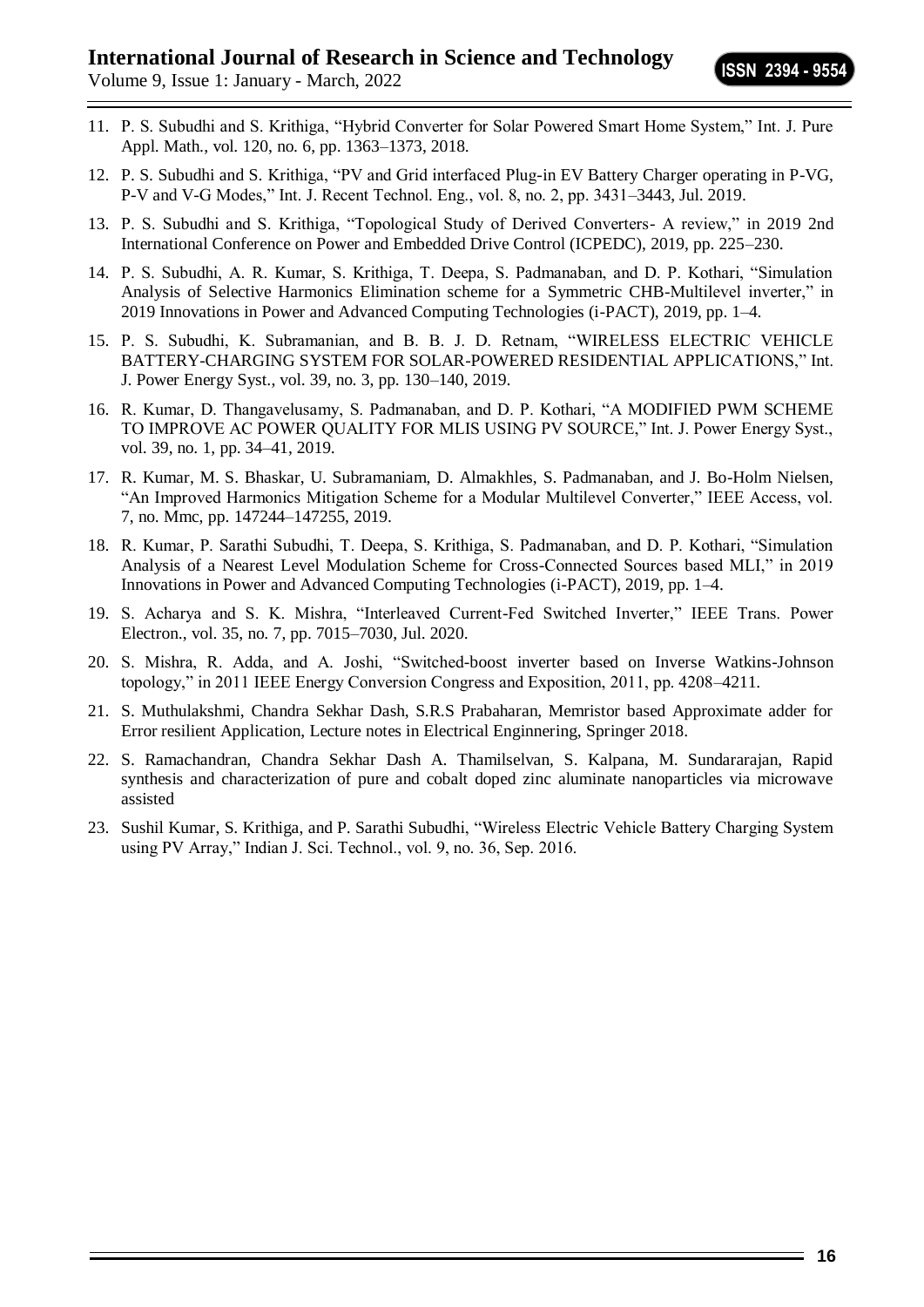11. P. S. Subudhi and S. Krithiga, "Hybrid Converter for Solar Powered Smart Home System," Int. J. Pure Appl. Math., vol. 120, no. 6, pp. 1363–1373, 2018.
12. P. S. Subudhi and S. Krithiga, "PV and Grid interfaced Plug-in EV Battery Charger operating in P-VG, P-V and V-G Modes," Int. J. Recent Technol. Eng., vol. 8, no. 2, pp. 3431–3443, Jul. 2019.
13. P. S. Subudhi and S. Krithiga, "Topological Study of Derived Converters- A review," in 2019 2nd International Conference on Power and Embedded Drive Control (ICPEDC), 2019, pp. 225–230.
14. P. S. Subudhi, A. R. Kumar, S. Krithiga, T. Deepa, S. Padmanaban, and D. P. Kothari, "Simulation Analysis of Selective Harmonics Elimination scheme for a Symmetric CHB-Multilevel inverter," in 2019 Innovations in Power and Advanced Computing Technologies (i-PACT), 2019, pp. 1–4.
15. P. S. Subudhi, K. Subramanian, and B. B. J. D. Retnam, "WIRELESS ELECTRIC VEHICLE BATTERY-CHARGING SYSTEM FOR SOLAR-POWERED RESIDENTIAL APPLICATIONS," Int. J. Power Energy Syst., vol. 39, no. 3, pp. 130–140, 2019.
16. R. Kumar, D. Thangavelusamy, S. Padmanaban, and D. P. Kothari, "A MODIFIED PWM SCHEME TO IMPROVE AC POWER QUALITY FOR MLIS USING PV SOURCE," Int. J. Power Energy Syst., vol. 39, no. 1, pp. 34–41, 2019.
17. R. Kumar, M. S. Bhaskar, U. Subramaniam, D. Almakhles, S. Padmanaban, and J. Bo-Holm Nielsen, "An Improved Harmonics Mitigation Scheme for a Modular Multilevel Converter," IEEE Access, vol. 7, no. Mmc, pp. 147244–147255, 2019.
18. R. Kumar, P. Sarathi Subudhi, T. Deepa, S. Krithiga, S. Padmanaban, and D. P. Kothari, "Simulation Analysis of a Nearest Level Modulation Scheme for Cross-Connected Sources based MLI," in 2019 Innovations in Power and Advanced Computing Technologies (i-PACT), 2019, pp. 1–4.
19. S. Acharya and S. K. Mishra, "Interleaved Current-Fed Switched Inverter," IEEE Trans. Power Electron., vol. 35, no. 7, pp. 7015–7030, Jul. 2020.
20. S. Mishra, R. Adda, and A. Joshi, "Switched-boost inverter based on Inverse Watkins-Johnson topology," in 2011 IEEE Energy Conversion Congress and Exposition, 2011, pp. 4208–4211.
21. S. Muthulakshmi, Chandra Sekhar Dash, S.R.S Prabaharan, Memristor based Approximate adder for Error resilient Application, Lecture notes in Electrical Enginnering, Springer 2018.
22. S. Ramachandran, Chandra Sekhar Dash A. Thamilselvan, S. Kalpana, M. Sundararajan, Rapid synthesis and characterization of pure and cobalt doped zinc aluminate nanoparticles via microwave assisted
23. Sushil Kumar, S. Krithiga, and P. Sarathi Subudhi, "Wireless Electric Vehicle Battery Charging System using PV Array," Indian J. Sci. Technol., vol. 9, no. 36, Sep. 2016.